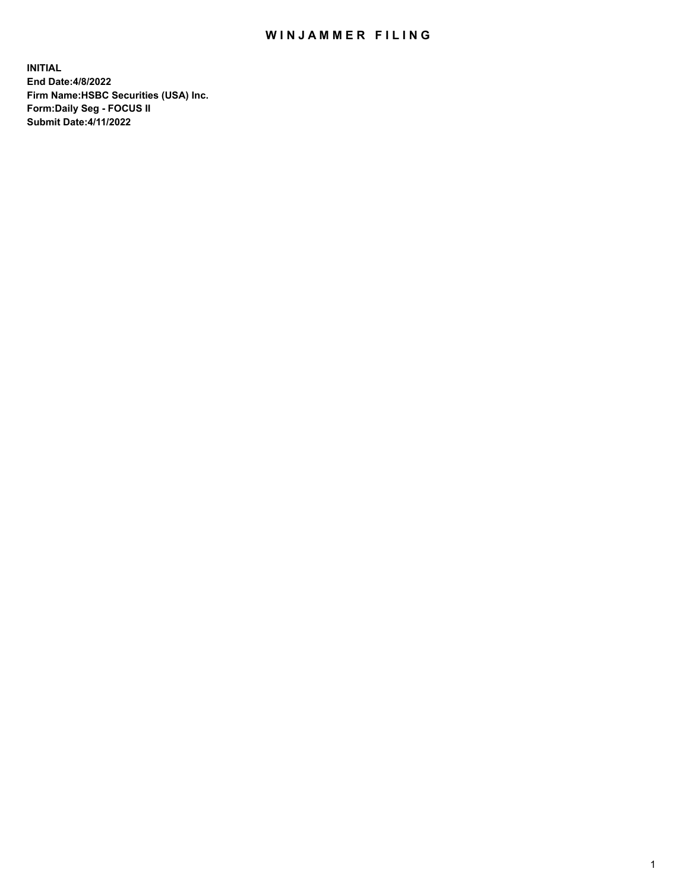# WINJAMMER FILING

**INITIAL**
**End Date:4/8/2022**
**Firm Name:HSBC Securities (USA) Inc.**
**Form:Daily Seg - FOCUS II**
**Submit Date:4/11/2022**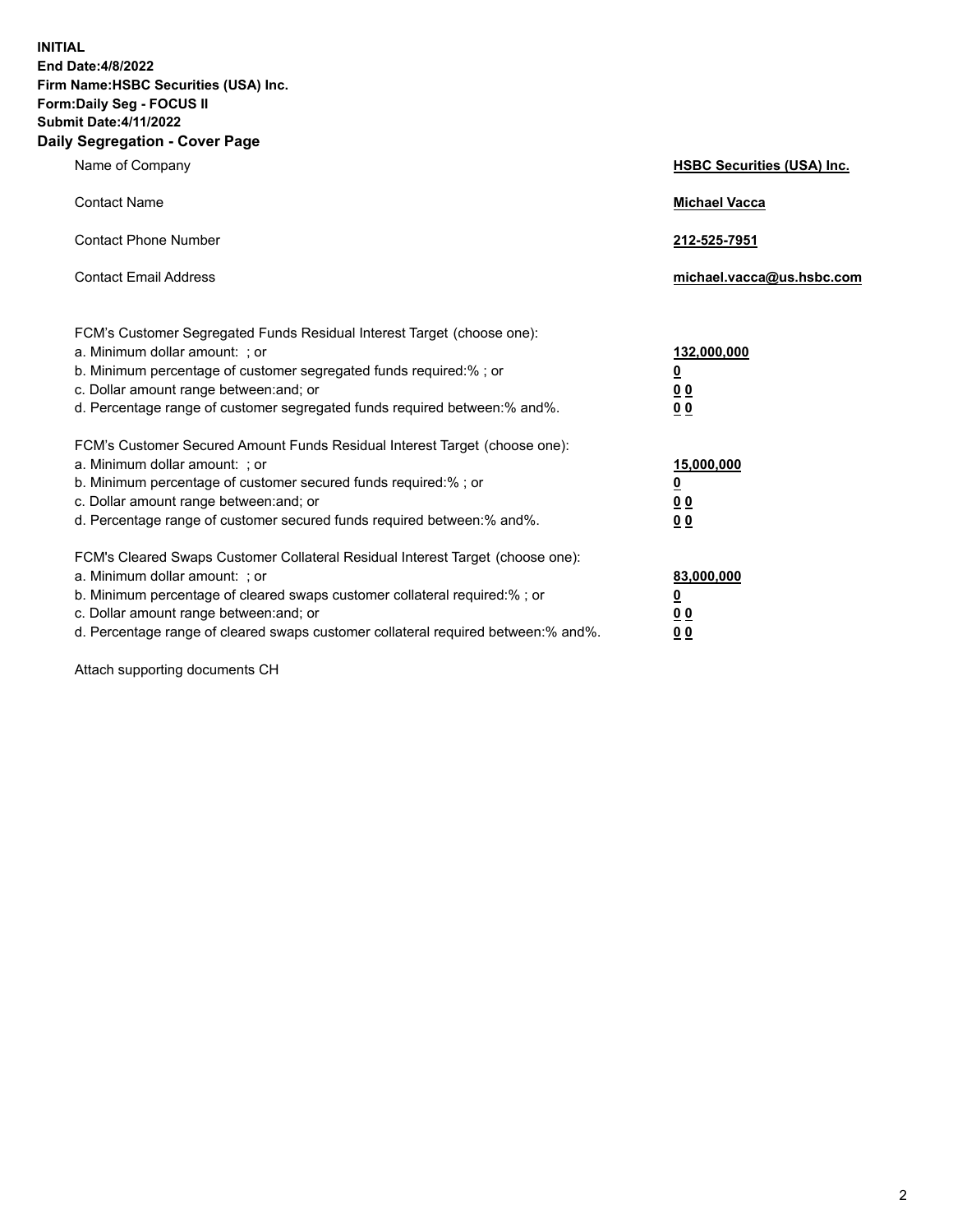**INITIAL**
**End Date:4/8/2022**
**Firm Name:HSBC Securities (USA) Inc.**
**Form:Daily Seg - FOCUS II**
**Submit Date:4/11/2022**

## Daily Segregation - Cover Page

| | |
|---|---|
| Name of Company | **HSBC Securities (USA) Inc.** |
| Contact Name | **Michael Vacca** |
| Contact Phone Number | **212-525-7951** |
| Contact Email Address | **michael.vacca@us.hsbc.com** |

| | |
|---|---|
| FCM's Customer Segregated Funds Residual Interest Target (choose one): | |
| a. Minimum dollar amount: ; or | **132,000,000** |
| b. Minimum percentage of customer segregated funds required:% ; or | **0** |
| c. Dollar amount range between:and; or | **0 0** |
| d. Percentage range of customer segregated funds required between:% and%. | **0 0** |
| FCM's Customer Secured Amount Funds Residual Interest Target (choose one): | |
| a. Minimum dollar amount: ; or | **15,000,000** |
| b. Minimum percentage of customer secured funds required:% ; or | **0** |
| c. Dollar amount range between:and; or | **0 0** |
| d. Percentage range of customer secured funds required between:% and%. | **0 0** |
| FCM's Cleared Swaps Customer Collateral Residual Interest Target (choose one): | |
| a. Minimum dollar amount: ; or | **83,000,000** |
| b. Minimum percentage of cleared swaps customer collateral required:% ; or | **0** |
| c. Dollar amount range between:and; or | **0 0** |
| d. Percentage range of cleared swaps customer collateral required between:% and%. | **0 0** |

Attach supporting documents CH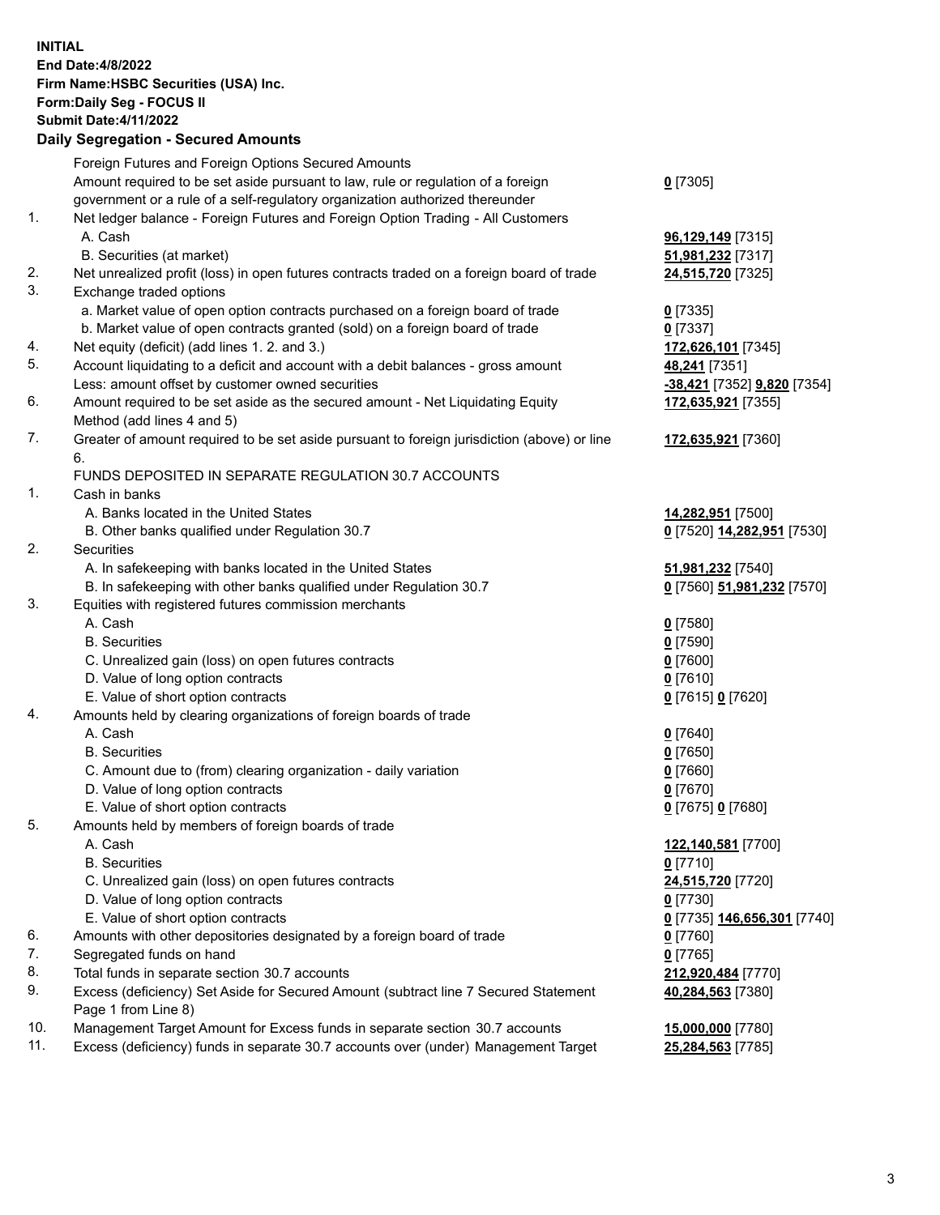**INITIAL**
**End Date:4/8/2022**
**Firm Name:HSBC Securities (USA) Inc.**
**Form:Daily Seg - FOCUS II**
**Submit Date:4/11/2022**

## Daily Segregation - Secured Amounts

| | | |
|---|---|---|
| | Foreign Futures and Foreign Options Secured Amounts | |
| | Amount required to be set aside pursuant to law, rule or regulation of a foreign government or a rule of a self-regulatory organization authorized thereunder | **0** [7305] |
| 1. | Net ledger balance - Foreign Futures and Foreign Option Trading - All Customers | |
| | A. Cash | **96,129,149** [7315] |
| | B. Securities (at market) | **51,981,232** [7317] |
| 2. | Net unrealized profit (loss) in open futures contracts traded on a foreign board of trade | **24,515,720** [7325] |
| 3. | Exchange traded options | |
| | a. Market value of open option contracts purchased on a foreign board of trade | **0** [7335] |
| | b. Market value of open contracts granted (sold) on a foreign board of trade | **0** [7337] |
| 4. | Net equity (deficit) (add lines 1. 2. and 3.) | **172,626,101** [7345] |
| 5. | Account liquidating to a deficit and account with a debit balances - gross amount | **48,241** [7351] |
| | Less: amount offset by customer owned securities | **-38,421** [7352] **9,820** [7354] |
| 6. | Amount required to be set aside as the secured amount - Net Liquidating Equity Method (add lines 4 and 5) | **172,635,921** [7355] |
| 7. | Greater of amount required to be set aside pursuant to foreign jurisdiction (above) or line 6. | **172,635,921** [7360] |
| | FUNDS DEPOSITED IN SEPARATE REGULATION 30.7 ACCOUNTS | |
| 1. | Cash in banks | |
| | A. Banks located in the United States | **14,282,951** [7500] |
| | B. Other banks qualified under Regulation 30.7 | **0** [7520] **14,282,951** [7530] |
| 2. | Securities | |
| | A. In safekeeping with banks located in the United States | **51,981,232** [7540] |
| | B. In safekeeping with other banks qualified under Regulation 30.7 | **0** [7560] **51,981,232** [7570] |
| 3. | Equities with registered futures commission merchants | |
| | A. Cash | **0** [7580] |
| | B. Securities | **0** [7590] |
| | C. Unrealized gain (loss) on open futures contracts | **0** [7600] |
| | D. Value of long option contracts | **0** [7610] |
| | E. Value of short option contracts | **0** [7615] **0** [7620] |
| 4. | Amounts held by clearing organizations of foreign boards of trade | |
| | A. Cash | **0** [7640] |
| | B. Securities | **0** [7650] |
| | C. Amount due to (from) clearing organization - daily variation | **0** [7660] |
| | D. Value of long option contracts | **0** [7670] |
| | E. Value of short option contracts | **0** [7675] **0** [7680] |
| 5. | Amounts held by members of foreign boards of trade | |
| | A. Cash | **122,140,581** [7700] |
| | B. Securities | **0** [7710] |
| | C. Unrealized gain (loss) on open futures contracts | **24,515,720** [7720] |
| | D. Value of long option contracts | **0** [7730] |
| | E. Value of short option contracts | **0** [7735] **146,656,301** [7740] |
| 6. | Amounts with other depositories designated by a foreign board of trade | **0** [7760] |
| 7. | Segregated funds on hand | **0** [7765] |
| 8. | Total funds in separate section 30.7 accounts | **212,920,484** [7770] |
| 9. | Excess (deficiency) Set Aside for Secured Amount (subtract line 7 Secured Statement Page 1 from Line 8) | **40,284,563** [7380] |
| 10. | Management Target Amount for Excess funds in separate section 30.7 accounts | **15,000,000** [7780] |
| 11. | Excess (deficiency) funds in separate 30.7 accounts over (under) Management Target | **25,284,563** [7785] |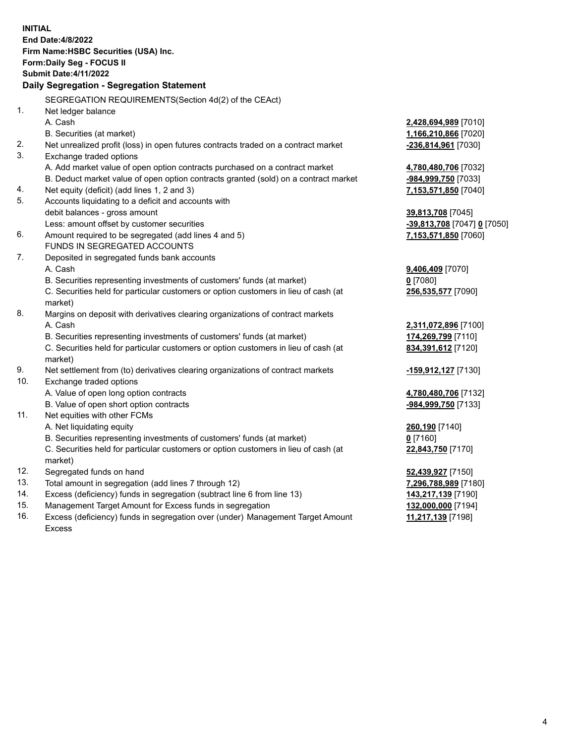**INITIAL**
**End Date:4/8/2022**
**Firm Name:HSBC Securities (USA) Inc.**
**Form:Daily Seg - FOCUS II**
**Submit Date:4/11/2022**

## Daily Segregation - Segregation Statement

| | SEGREGATION REQUIREMENTS(Section 4d(2) of the CEAct) | |
|---|---|---|
| 1. | Net ledger balance | |
| | A. Cash | **2,428,694,989** [7010] |
| | B. Securities (at market) | **1,166,210,866** [7020] |
| 2. | Net unrealized profit (loss) in open futures contracts traded on a contract market | **-236,814,961** [7030] |
| 3. | Exchange traded options | |
| | A. Add market value of open option contracts purchased on a contract market | **4,780,480,706** [7032] |
| | B. Deduct market value of open option contracts granted (sold) on a contract market | **-984,999,750** [7033] |
| 4. | Net equity (deficit) (add lines 1, 2 and 3) | **7,153,571,850** [7040] |
| 5. | Accounts liquidating to a deficit and accounts with | |
| | debit balances - gross amount | **39,813,708** [7045] |
| | Less: amount offset by customer securities | **-39,813,708** [7047] **0** [7050] |
| 6. | Amount required to be segregated (add lines 4 and 5) | **7,153,571,850** [7060] |
| | FUNDS IN SEGREGATED ACCOUNTS | |
| 7. | Deposited in segregated funds bank accounts | |
| | A. Cash | **9,406,409** [7070] |
| | B. Securities representing investments of customers' funds (at market) | **0** [7080] |
| | C. Securities held for particular customers or option customers in lieu of cash (at market) | **256,535,577** [7090] |
| 8. | Margins on deposit with derivatives clearing organizations of contract markets | |
| | A. Cash | **2,311,072,896** [7100] |
| | B. Securities representing investments of customers' funds (at market) | **174,269,799** [7110] |
| | C. Securities held for particular customers or option customers in lieu of cash (at market) | **834,391,612** [7120] |
| 9. | Net settlement from (to) derivatives clearing organizations of contract markets | **-159,912,127** [7130] |
| 10. | Exchange traded options | |
| | A. Value of open long option contracts | **4,780,480,706** [7132] |
| | B. Value of open short option contracts | **-984,999,750** [7133] |
| 11. | Net equities with other FCMs | |
| | A. Net liquidating equity | **260,190** [7140] |
| | B. Securities representing investments of customers' funds (at market) | **0** [7160] |
| | C. Securities held for particular customers or option customers in lieu of cash (at market) | **22,843,750** [7170] |
| 12. | Segregated funds on hand | **52,439,927** [7150] |
| 13. | Total amount in segregation (add lines 7 through 12) | **7,296,788,989** [7180] |
| 14. | Excess (deficiency) funds in segregation (subtract line 6 from line 13) | **143,217,139** [7190] |
| 15. | Management Target Amount for Excess funds in segregation | **132,000,000** [7194] |
| 16. | Excess (deficiency) funds in segregation over (under) Management Target Amount Excess | **11,217,139** [7198] |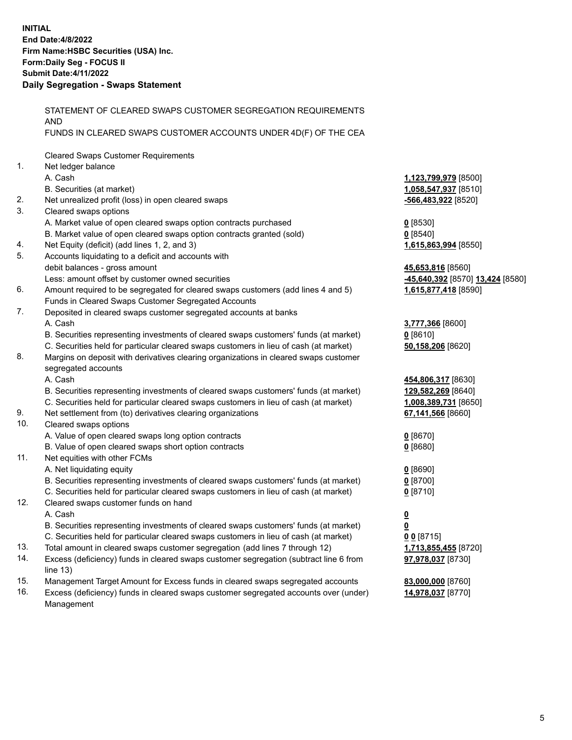**INITIAL**
**End Date:4/8/2022**
**Firm Name:HSBC Securities (USA) Inc.**
**Form:Daily Seg - FOCUS II**
**Submit Date:4/11/2022**
**Daily Segregation - Swaps Statement**

STATEMENT OF CLEARED SWAPS CUSTOMER SEGREGATION REQUIREMENTS AND
FUNDS IN CLEARED SWAPS CUSTOMER ACCOUNTS UNDER 4D(F) OF THE CEA

| | | |
|---|---|---|
| | Cleared Swaps Customer Requirements | |
| 1. | Net ledger balance | |
| | A. Cash | **1,123,799,979** [8500] |
| | B. Securities (at market) | **1,058,547,937** [8510] |
| 2. | Net unrealized profit (loss) in open cleared swaps | **-566,483,922** [8520] |
| 3. | Cleared swaps options | |
| | A. Market value of open cleared swaps option contracts purchased | **0** [8530] |
| | B. Market value of open cleared swaps option contracts granted (sold) | **0** [8540] |
| 4. | Net Equity (deficit) (add lines 1, 2, and 3) | **1,615,863,994** [8550] |
| 5. | Accounts liquidating to a deficit and accounts with debit balances - gross amount | **45,653,816** [8560] |
| | Less: amount offset by customer owned securities | **-45,640,392** [8570] **13,424** [8580] |
| 6. | Amount required to be segregated for cleared swaps customers (add lines 4 and 5) | **1,615,877,418** [8590] |
| | Funds in Cleared Swaps Customer Segregated Accounts | |
| 7. | Deposited in cleared swaps customer segregated accounts at banks | |
| | A. Cash | **3,777,366** [8600] |
| | B. Securities representing investments of cleared swaps customers' funds (at market) | **0** [8610] |
| | C. Securities held for particular cleared swaps customers in lieu of cash (at market) | **50,158,206** [8620] |
| 8. | Margins on deposit with derivatives clearing organizations in cleared swaps customer segregated accounts | |
| | A. Cash | **454,806,317** [8630] |
| | B. Securities representing investments of cleared swaps customers' funds (at market) | **129,582,269** [8640] |
| | C. Securities held for particular cleared swaps customers in lieu of cash (at market) | **1,008,389,731** [8650] |
| 9. | Net settlement from (to) derivatives clearing organizations | **67,141,566** [8660] |
| 10. | Cleared swaps options | |
| | A. Value of open cleared swaps long option contracts | **0** [8670] |
| | B. Value of open cleared swaps short option contracts | **0** [8680] |
| 11. | Net equities with other FCMs | |
| | A. Net liquidating equity | **0** [8690] |
| | B. Securities representing investments of cleared swaps customers' funds (at market) | **0** [8700] |
| | C. Securities held for particular cleared swaps customers in lieu of cash (at market) | **0** [8710] |
| 12. | Cleared swaps customer funds on hand | |
| | A. Cash | **0** |
| | B. Securities representing investments of cleared swaps customers' funds (at market) | **0** |
| | C. Securities held for particular cleared swaps customers in lieu of cash (at market) | **0** **0** [8715] |
| 13. | Total amount in cleared swaps customer segregation (add lines 7 through 12) | **1,713,855,455** [8720] |
| 14. | Excess (deficiency) funds in cleared swaps customer segregation (subtract line 6 from line 13) | **97,978,037** [8730] |
| 15. | Management Target Amount for Excess funds in cleared swaps segregated accounts | **83,000,000** [8760] |
| 16. | Excess (deficiency) funds in cleared swaps customer segregated accounts over (under) Management | **14,978,037** [8770] |